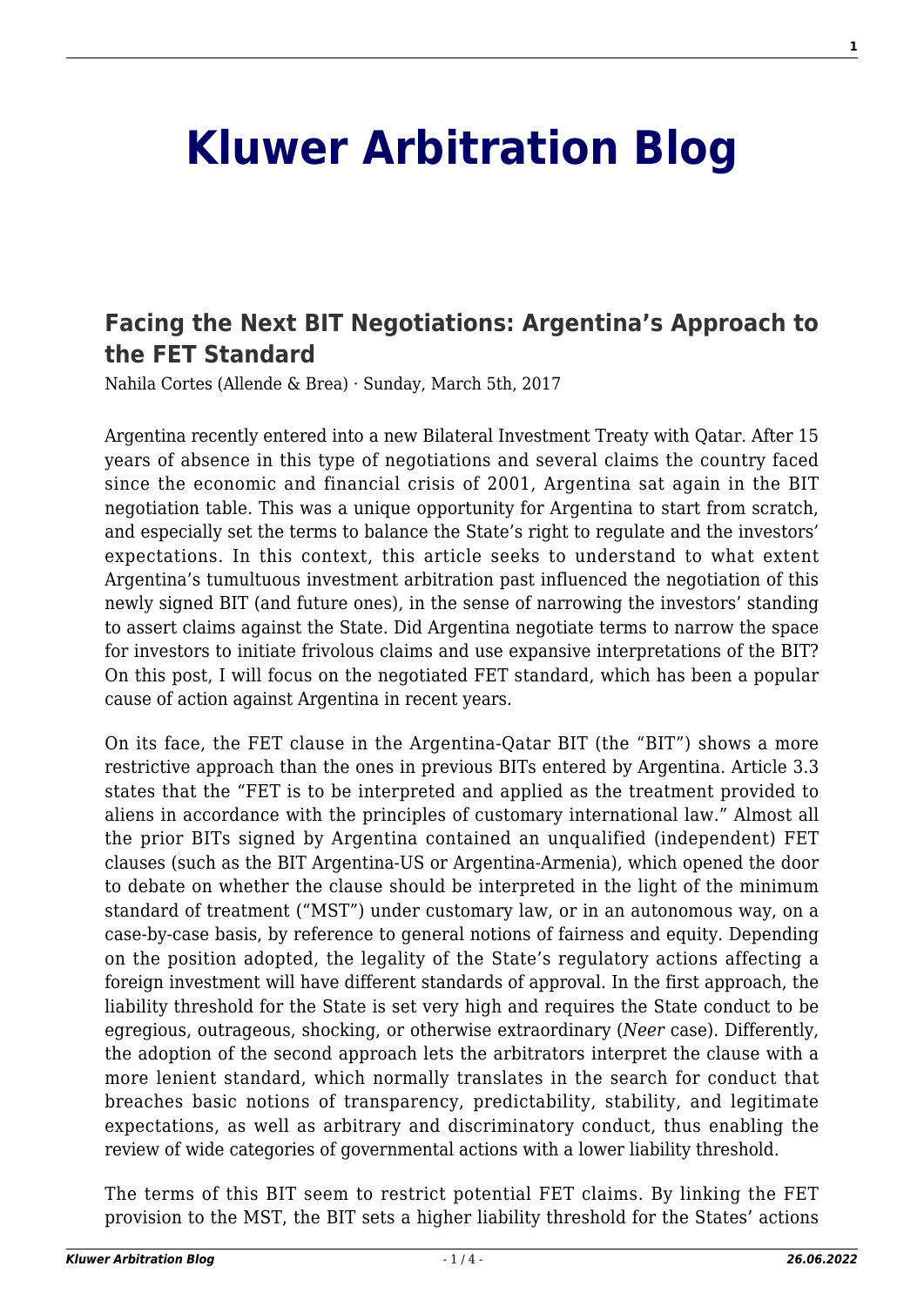# Kluwer Arbitration Blog

## Facing the Next BIT Negotiations: Argentina's Approach to the FET Standard

Nahila Cortes (Allende & Brea) · Sunday, March 5th, 2017

Argentina recently entered into a new Bilateral Investment Treaty with Qatar. After 15 years of absence in this type of negotiations and several claims the country faced since the economic and financial crisis of 2001, Argentina sat again in the BIT negotiation table. This was a unique opportunity for Argentina to start from scratch, and especially set the terms to balance the State's right to regulate and the investors' expectations. In this context, this article seeks to understand to what extent Argentina's tumultuous investment arbitration past influenced the negotiation of this newly signed BIT (and future ones), in the sense of narrowing the investors' standing to assert claims against the State. Did Argentina negotiate terms to narrow the space for investors to initiate frivolous claims and use expansive interpretations of the BIT? On this post, I will focus on the negotiated FET standard, which has been a popular cause of action against Argentina in recent years.

On its face, the FET clause in the Argentina-Qatar BIT (the "BIT") shows a more restrictive approach than the ones in previous BITs entered by Argentina. Article 3.3 states that the "FET is to be interpreted and applied as the treatment provided to aliens in accordance with the principles of customary international law." Almost all the prior BITs signed by Argentina contained an unqualified (independent) FET clauses (such as the BIT Argentina-US or Argentina-Armenia), which opened the door to debate on whether the clause should be interpreted in the light of the minimum standard of treatment ("MST") under customary law, or in an autonomous way, on a case-by-case basis, by reference to general notions of fairness and equity. Depending on the position adopted, the legality of the State's regulatory actions affecting a foreign investment will have different standards of approval. In the first approach, the liability threshold for the State is set very high and requires the State conduct to be egregious, outrageous, shocking, or otherwise extraordinary (*Neer* case). Differently, the adoption of the second approach lets the arbitrators interpret the clause with a more lenient standard, which normally translates in the search for conduct that breaches basic notions of transparency, predictability, stability, and legitimate expectations, as well as arbitrary and discriminatory conduct, thus enabling the review of wide categories of governmental actions with a lower liability threshold.

The terms of this BIT seem to restrict potential FET claims. By linking the FET provision to the MST, the BIT sets a higher liability threshold for the States' actions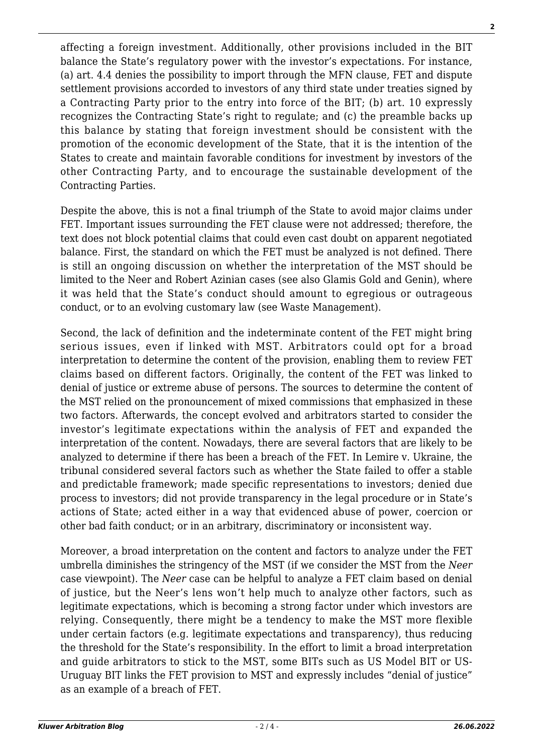affecting a foreign investment. Additionally, other provisions included in the BIT balance the State's regulatory power with the investor's expectations. For instance, (a) art. 4.4 denies the possibility to import through the MFN clause, FET and dispute settlement provisions accorded to investors of any third state under treaties signed by a Contracting Party prior to the entry into force of the BIT; (b) art. 10 expressly recognizes the Contracting State's right to regulate; and (c) the preamble backs up this balance by stating that foreign investment should be consistent with the promotion of the economic development of the State, that it is the intention of the States to create and maintain favorable conditions for investment by investors of the other Contracting Party, and to encourage the sustainable development of the Contracting Parties.

Despite the above, this is not a final triumph of the State to avoid major claims under FET. Important issues surrounding the FET clause were not addressed; therefore, the text does not block potential claims that could even cast doubt on apparent negotiated balance. First, the standard on which the FET must be analyzed is not defined. There is still an ongoing discussion on whether the interpretation of the MST should be limited to the Neer and Robert Azinian cases (see also Glamis Gold and Genin), where it was held that the State's conduct should amount to egregious or outrageous conduct, or to an evolving customary law (see Waste Management).

Second, the lack of definition and the indeterminate content of the FET might bring serious issues, even if linked with MST. Arbitrators could opt for a broad interpretation to determine the content of the provision, enabling them to review FET claims based on different factors. Originally, the content of the FET was linked to denial of justice or extreme abuse of persons. The sources to determine the content of the MST relied on the pronouncement of mixed commissions that emphasized in these two factors. Afterwards, the concept evolved and arbitrators started to consider the investor's legitimate expectations within the analysis of FET and expanded the interpretation of the content. Nowadays, there are several factors that are likely to be analyzed to determine if there has been a breach of the FET. In Lemire v. Ukraine, the tribunal considered several factors such as whether the State failed to offer a stable and predictable framework; made specific representations to investors; denied due process to investors; did not provide transparency in the legal procedure or in State's actions of State; acted either in a way that evidenced abuse of power, coercion or other bad faith conduct; or in an arbitrary, discriminatory or inconsistent way.

Moreover, a broad interpretation on the content and factors to analyze under the FET umbrella diminishes the stringency of the MST (if we consider the MST from the *Neer* case viewpoint). The *Neer* case can be helpful to analyze a FET claim based on denial of justice, but the Neer's lens won't help much to analyze other factors, such as legitimate expectations, which is becoming a strong factor under which investors are relying. Consequently, there might be a tendency to make the MST more flexible under certain factors (e.g. legitimate expectations and transparency), thus reducing the threshold for the State's responsibility. In the effort to limit a broad interpretation and guide arbitrators to stick to the MST, some BITs such as US Model BIT or US-Uruguay BIT links the FET provision to MST and expressly includes "denial of justice" as an example of a breach of FET.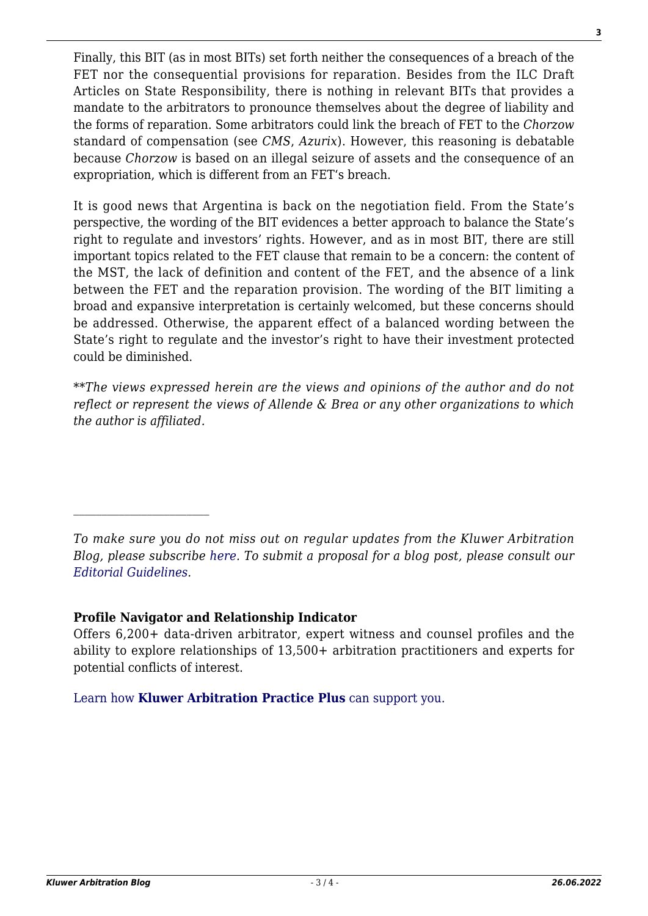Finally, this BIT (as in most BITs) set forth neither the consequences of a breach of the FET nor the consequential provisions for reparation. Besides from the ILC Draft Articles on State Responsibility, there is nothing in relevant BITs that provides a mandate to the arbitrators to pronounce themselves about the degree of liability and the forms of reparation. Some arbitrators could link the breach of FET to the *Chorzow* standard of compensation (see *CMS*, *Azurix*). However, this reasoning is debatable because *Chorzow* is based on an illegal seizure of assets and the consequence of an expropriation, which is different from an FET's breach.

It is good news that Argentina is back on the negotiation field. From the State's perspective, the wording of the BIT evidences a better approach to balance the State's right to regulate and investors' rights. However, and as in most BIT, there are still important topics related to the FET clause that remain to be a concern: the content of the MST, the lack of definition and content of the FET, and the absence of a link between the FET and the reparation provision. The wording of the BIT limiting a broad and expansive interpretation is certainly welcomed, but these concerns should be addressed. Otherwise, the apparent effect of a balanced wording between the State's right to regulate and the investor's right to have their investment protected could be diminished.

*\*\*The views expressed herein are the views and opinions of the author and do not reflect or represent the views of Allende & Brea or any other organizations to which the author is affiliated.*

---

*To make sure you do not miss out on regular updates from the Kluwer Arbitration Blog, please subscribe here. To submit a proposal for a blog post, please consult our Editorial Guidelines.*

**Profile Navigator and Relationship Indicator**

Offers 6,200+ data-driven arbitrator, expert witness and counsel profiles and the ability to explore relationships of 13,500+ arbitration practitioners and experts for potential conflicts of interest.

Learn how **Kluwer Arbitration Practice Plus** can support you.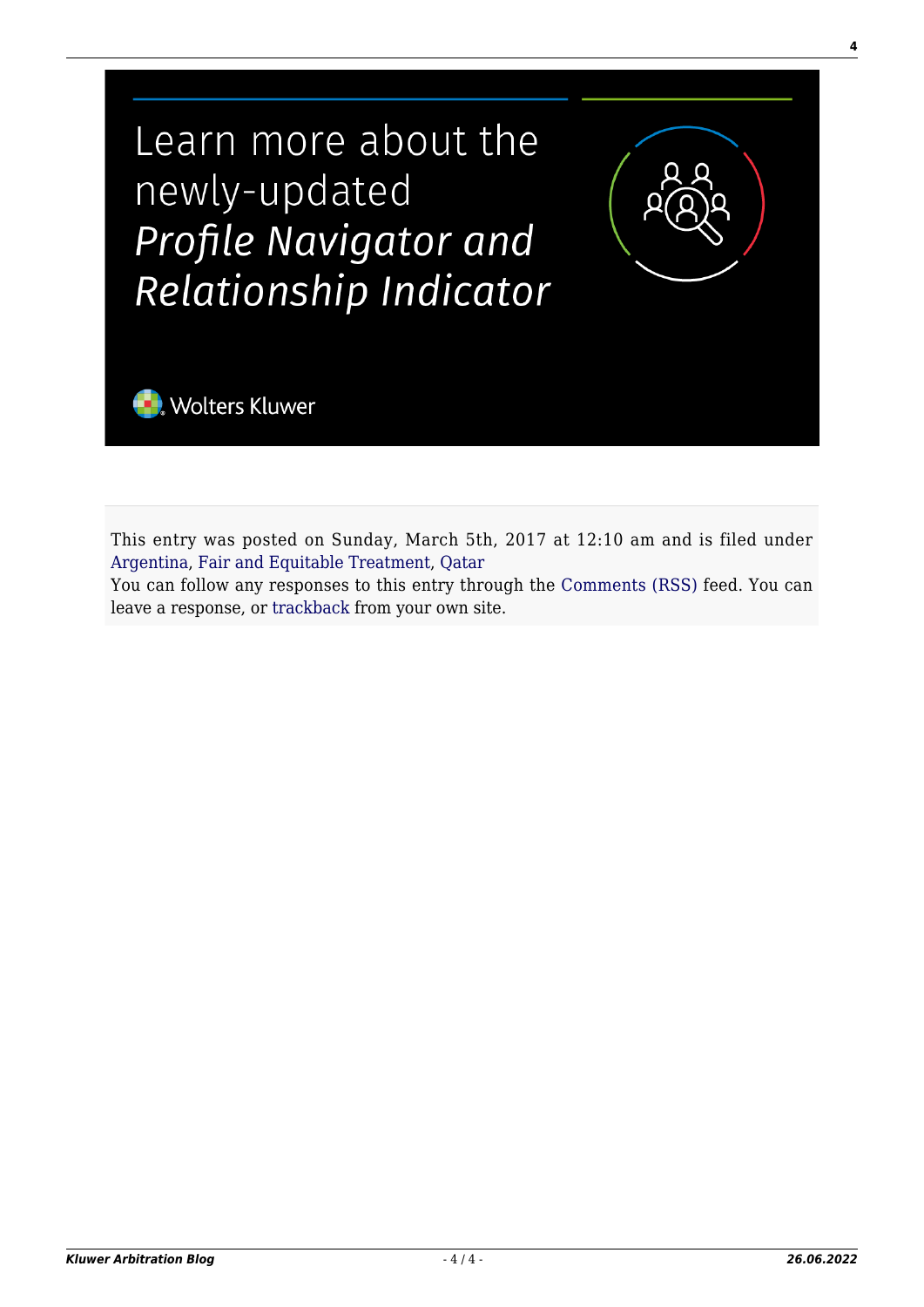Learn more about the newly-updated *Profile Navigator and Relationship Indicator*

Wolters Kluwer

This entry was posted on Sunday, March 5th, 2017 at 12:10 am and is filed under Argentina, Fair and Equitable Treatment, Qatar
You can follow any responses to this entry through the Comments (RSS) feed. You can leave a response, or trackback from your own site.